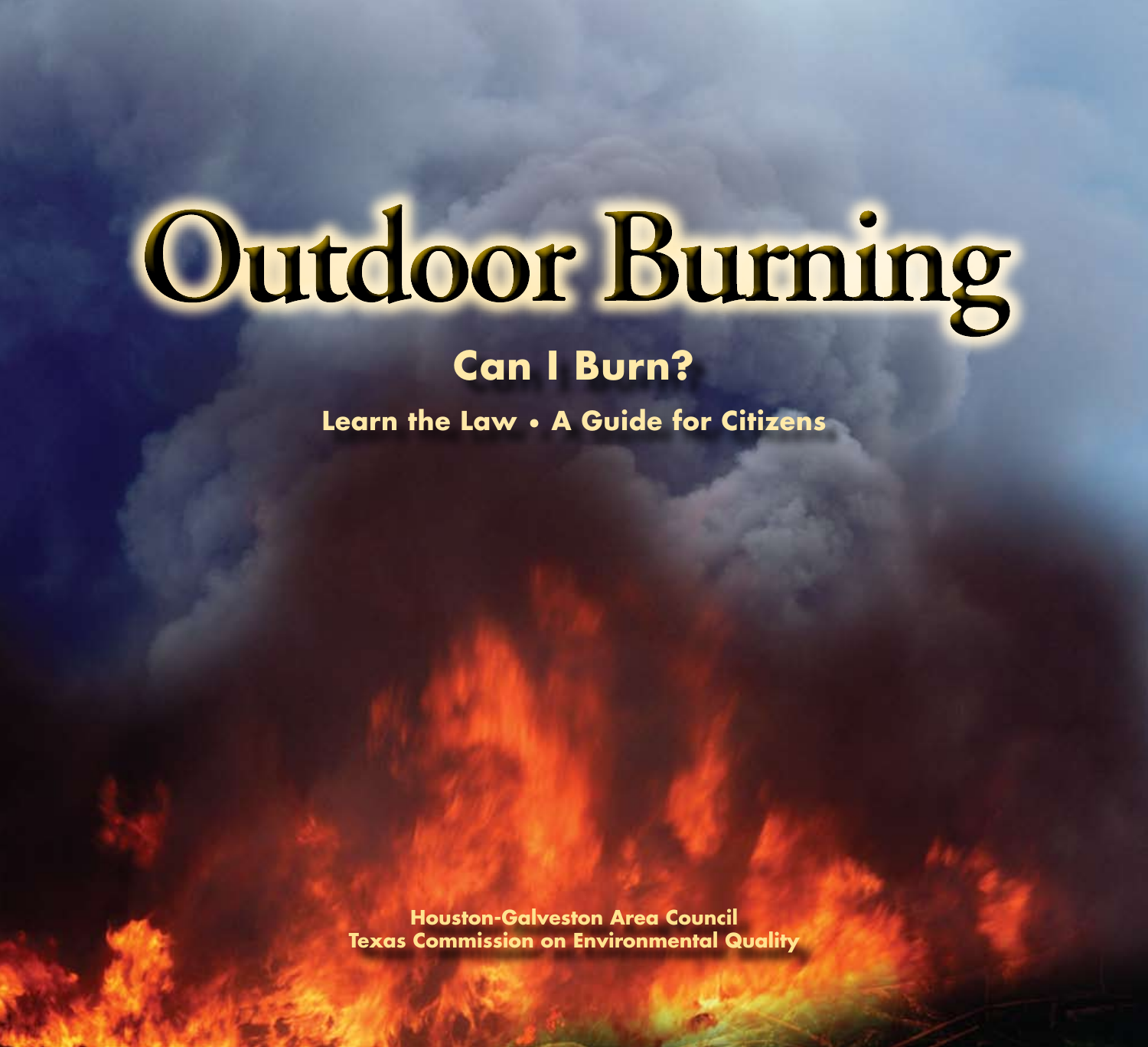# Outdoor Burning

## Can I Burn?

### Learn the Law • A Guide for Citizens

Houston-Galveston Area Council
Texas Commission on Environmental Quality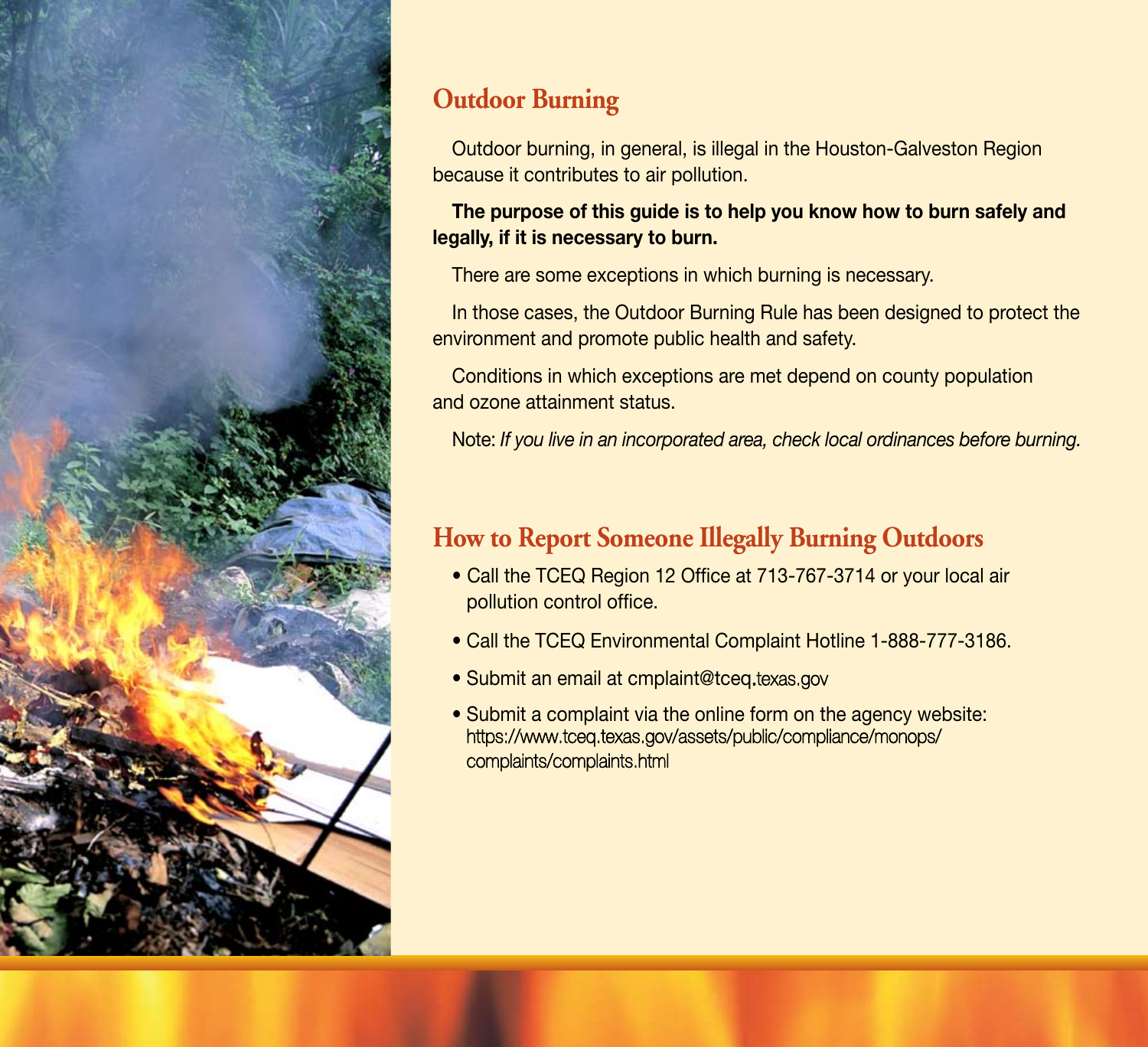## Outdoor Burning

Outdoor burning, in general, is illegal in the Houston-Galveston Region because it contributes to air pollution.

**The purpose of this guide is to help you know how to burn safely and legally, if it is necessary to burn.**

There are some exceptions in which burning is necessary.

In those cases, the Outdoor Burning Rule has been designed to protect the environment and promote public health and safety.

Conditions in which exceptions are met depend on county population and ozone attainment status.

Note: *If you live in an incorporated area, check local ordinances before burning.*

## How to Report Someone Illegally Burning Outdoors

- Call the TCEQ Region 12 Office at 713-767-3714 or your local air pollution control office.
- Call the TCEQ Environmental Complaint Hotline 1-888-777-3186.
- Submit an email at cmplaint@tceq.texas.gov
- Submit a complaint via the online form on the agency website: https://www.tceq.texas.gov/assets/public/compliance/monops/complaints/complaints.html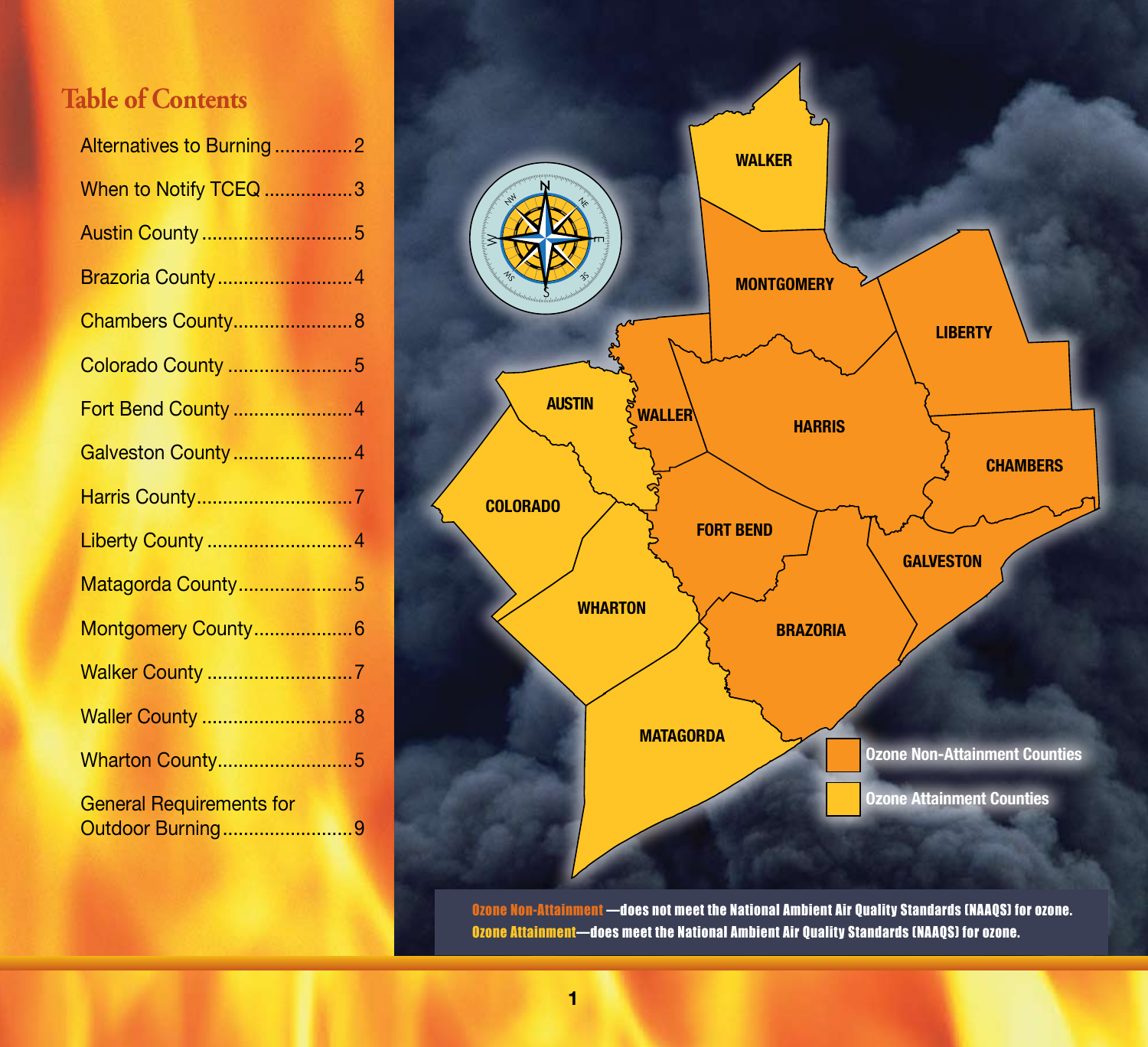## Table of Contents

| | |
|---|---|
| Alternatives to Burning | 2 |
| When to Notify TCEQ | 3 |
| Austin County | 5 |
| Brazoria County | 4 |
| Chambers County | 8 |
| Colorado County | 5 |
| Fort Bend County | 4 |
| Galveston County | 4 |
| Harris County | 7 |
| Liberty County | 4 |
| Matagorda County | 5 |
| Montgomery County | 6 |
| Walker County | 7 |
| Waller County | 8 |
| Wharton County | 5 |
| General Requirements for Outdoor Burning | 9 |

WALKER, MONTGOMERY, LIBERTY, AUSTIN, WALLER, HARRIS, CHAMBERS, COLORADO, FORT BEND, GALVESTON, WHARTON, BRAZORIA, MATAGORDA

Ozone Non-Attainment Counties

Ozone Attainment Counties

**Ozone Non-Attainment**—does not meet the National Ambient Air Quality Standards (NAAQS) for ozone.

**Ozone Attainment**—does meet the National Ambient Air Quality Standards (NAAQS) for ozone.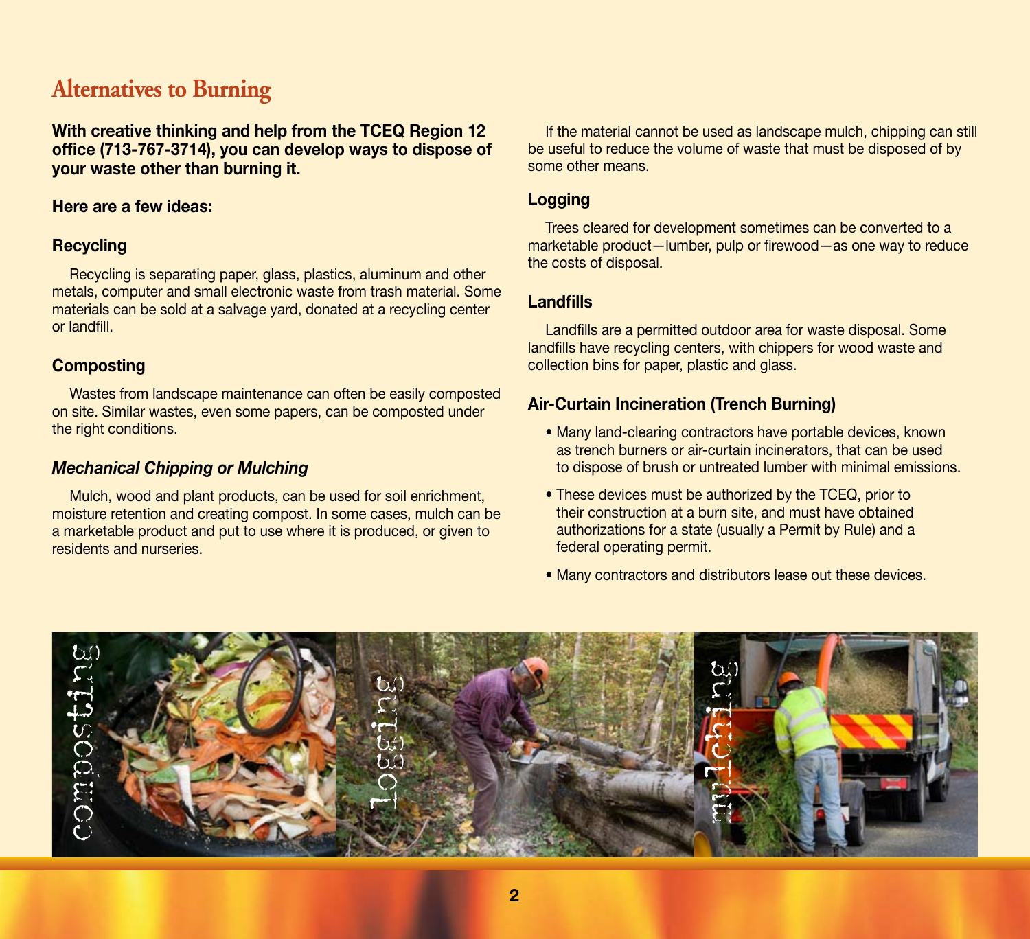# Alternatives to Burning

**With creative thinking and help from the TCEQ Region 12 office (713-767-3714), you can develop ways to dispose of your waste other than burning it.**

**Here are a few ideas:**

### Recycling

Recycling is separating paper, glass, plastics, aluminum and other metals, computer and small electronic waste from trash material. Some materials can be sold at a salvage yard, donated at a recycling center or landfill.

### Composting

Wastes from landscape maintenance can often be easily composted on site. Similar wastes, even some papers, can be composted under the right conditions.

### *Mechanical Chipping or Mulching*

Mulch, wood and plant products, can be used for soil enrichment, moisture retention and creating compost. In some cases, mulch can be a marketable product and put to use where it is produced, or given to residents and nurseries.

If the material cannot be used as landscape mulch, chipping can still be useful to reduce the volume of waste that must be disposed of by some other means.

### Logging

Trees cleared for development sometimes can be converted to a marketable product—lumber, pulp or firewood—as one way to reduce the costs of disposal.

### Landfills

Landfills are a permitted outdoor area for waste disposal. Some landfills have recycling centers, with chippers for wood waste and collection bins for paper, plastic and glass.

### Air-Curtain Incineration (Trench Burning)

- Many land-clearing contractors have portable devices, known as trench burners or air-curtain incinerators, that can be used to dispose of brush or untreated lumber with minimal emissions.
- These devices must be authorized by the TCEQ, prior to their construction at a burn site, and must have obtained authorizations for a state (usually a Permit by Rule) and a federal operating permit.
- Many contractors and distributors lease out these devices.

composting

logging

mulching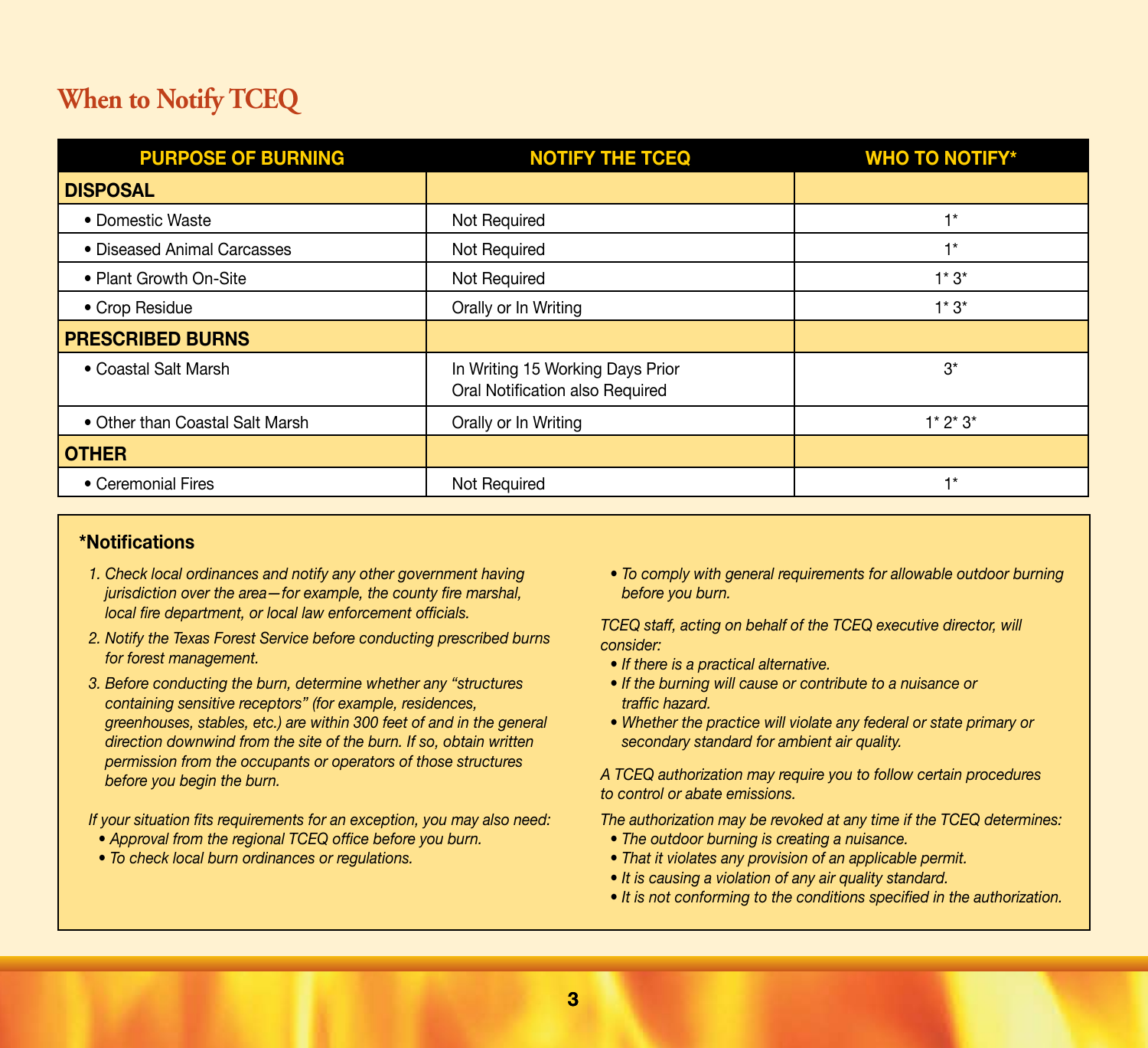## When to Notify TCEQ

| PURPOSE OF BURNING | NOTIFY THE TCEQ | WHO TO NOTIFY* |
|---|---|---|
| **DISPOSAL** | | |
| • Domestic Waste | Not Required | 1* |
| • Diseased Animal Carcasses | Not Required | 1* |
| • Plant Growth On-Site | Not Required | 1* 3* |
| • Crop Residue | Orally or In Writing | 1* 3* |
| **PRESCRIBED BURNS** | | |
| • Coastal Salt Marsh | In Writing 15 Working Days Prior<br>Oral Notification also Required | 3* |
| • Other than Coastal Salt Marsh | Orally or In Writing | 1* 2* 3* |
| **OTHER** | | |
| • Ceremonial Fires | Not Required | 1* |

**\*Notifications**

1. *Check local ordinances and notify any other government having jurisdiction over the area—for example, the county fire marshal, local fire department, or local law enforcement officials.*
2. *Notify the Texas Forest Service before conducting prescribed burns for forest management.*
3. *Before conducting the burn, determine whether any "structures containing sensitive receptors" (for example, residences, greenhouses, stables, etc.) are within 300 feet of and in the general direction downwind from the site of the burn. If so, obtain written permission from the occupants or operators of those structures before you begin the burn.*

*If your situation fits requirements for an exception, you may also need:*

- *Approval from the regional TCEQ office before you burn.*
- *To check local burn ordinances or regulations.*
- *To comply with general requirements for allowable outdoor burning before you burn.*

*TCEQ staff, acting on behalf of the TCEQ executive director, will consider:*

- *If there is a practical alternative.*
- *If the burning will cause or contribute to a nuisance or traffic hazard.*
- *Whether the practice will violate any federal or state primary or secondary standard for ambient air quality.*

*A TCEQ authorization may require you to follow certain procedures to control or abate emissions.*

*The authorization may be revoked at any time if the TCEQ determines:*

- *The outdoor burning is creating a nuisance.*
- *That it violates any provision of an applicable permit.*
- *It is causing a violation of any air quality standard.*
- *It is not conforming to the conditions specified in the authorization.*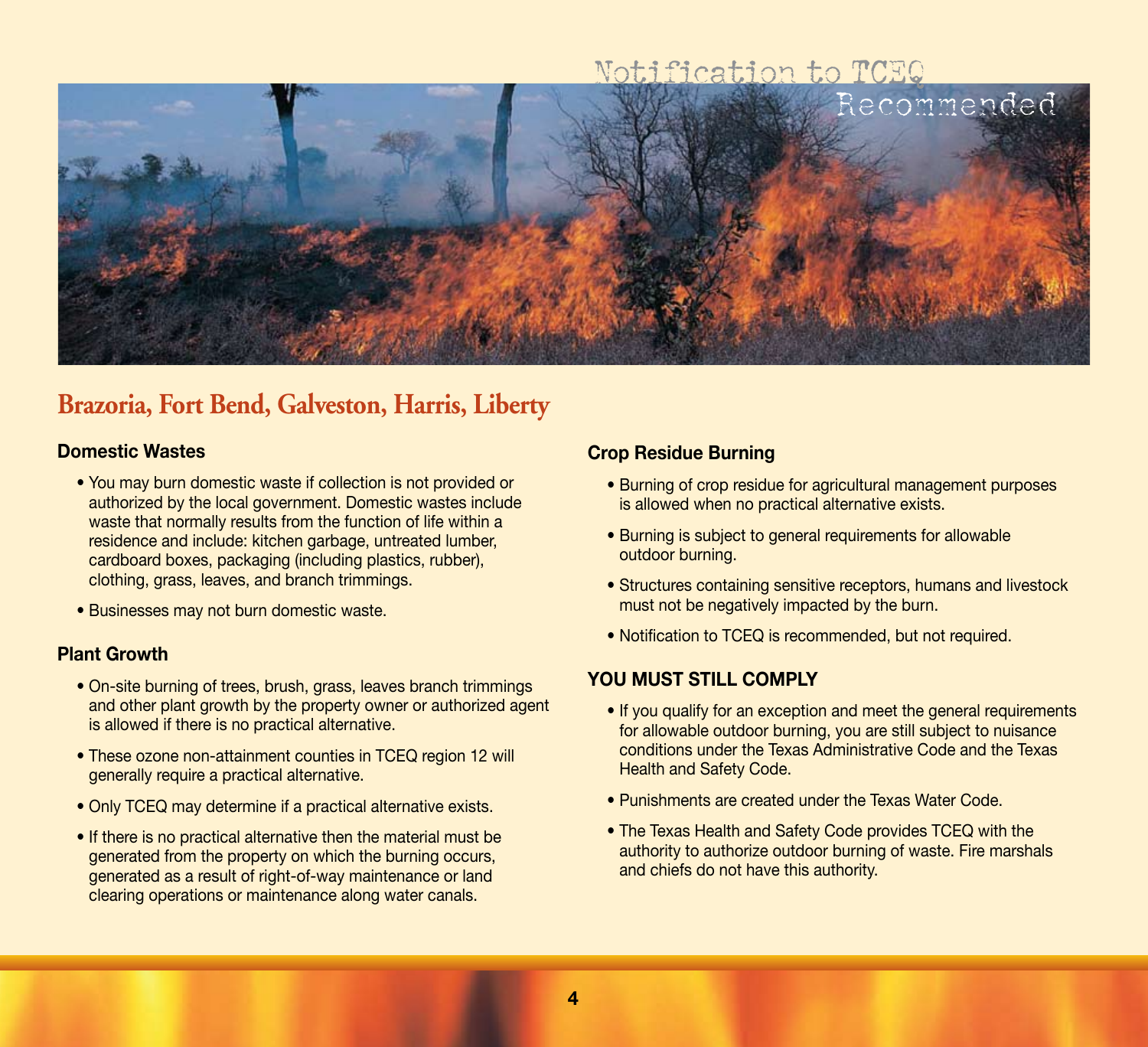Notification to TCEQ
Recommended

## Brazoria, Fort Bend, Galveston, Harris, Liberty

### Domestic Wastes

- You may burn domestic waste if collection is not provided or authorized by the local government. Domestic wastes include waste that normally results from the function of life within a residence and include: kitchen garbage, untreated lumber, cardboard boxes, packaging (including plastics, rubber), clothing, grass, leaves, and branch trimmings.
- Businesses may not burn domestic waste.

### Plant Growth

- On-site burning of trees, brush, grass, leaves branch trimmings and other plant growth by the property owner or authorized agent is allowed if there is no practical alternative.
- These ozone non-attainment counties in TCEQ region 12 will generally require a practical alternative.
- Only TCEQ may determine if a practical alternative exists.
- If there is no practical alternative then the material must be generated from the property on which the burning occurs, generated as a result of right-of-way maintenance or land clearing operations or maintenance along water canals.

### Crop Residue Burning

- Burning of crop residue for agricultural management purposes is allowed when no practical alternative exists.
- Burning is subject to general requirements for allowable outdoor burning.
- Structures containing sensitive receptors, humans and livestock must not be negatively impacted by the burn.
- Notification to TCEQ is recommended, but not required.

### YOU MUST STILL COMPLY

- If you qualify for an exception and meet the general requirements for allowable outdoor burning, you are still subject to nuisance conditions under the Texas Administrative Code and the Texas Health and Safety Code.
- Punishments are created under the Texas Water Code.
- The Texas Health and Safety Code provides TCEQ with the authority to authorize outdoor burning of waste. Fire marshals and chiefs do not have this authority.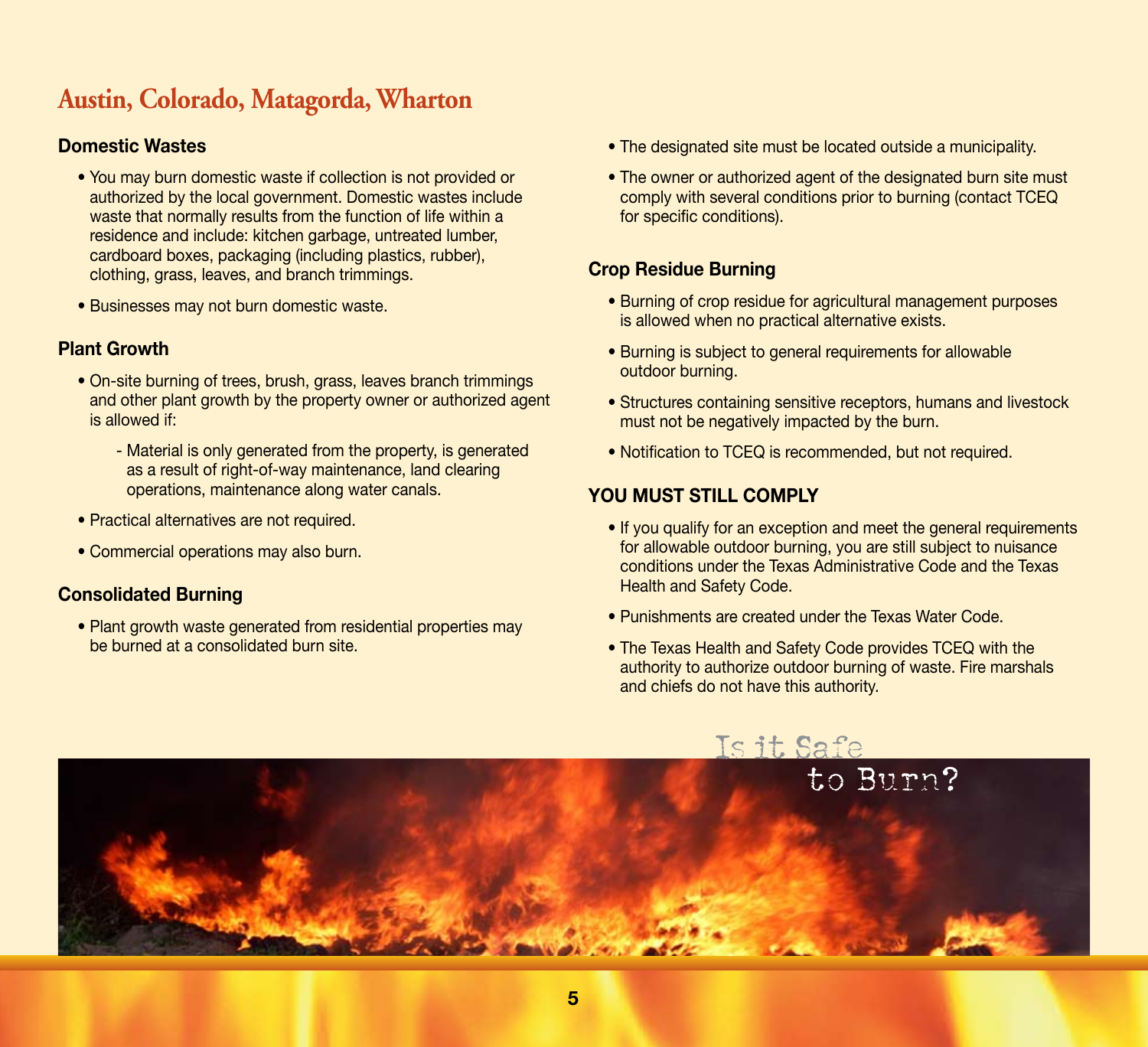## Austin, Colorado, Matagorda, Wharton

### Domestic Wastes

- You may burn domestic waste if collection is not provided or authorized by the local government. Domestic wastes include waste that normally results from the function of life within a residence and include: kitchen garbage, untreated lumber, cardboard boxes, packaging (including plastics, rubber), clothing, grass, leaves, and branch trimmings.
- Businesses may not burn domestic waste.

### Plant Growth

- On-site burning of trees, brush, grass, leaves branch trimmings and other plant growth by the property owner or authorized agent is allowed if:
  - Material is only generated from the property, is generated as a result of right-of-way maintenance, land clearing operations, maintenance along water canals.
- Practical alternatives are not required.
- Commercial operations may also burn.

### Consolidated Burning

- Plant growth waste generated from residential properties may be burned at a consolidated burn site.
- The designated site must be located outside a municipality.
- The owner or authorized agent of the designated burn site must comply with several conditions prior to burning (contact TCEQ for specific conditions).

### Crop Residue Burning

- Burning of crop residue for agricultural management purposes is allowed when no practical alternative exists.
- Burning is subject to general requirements for allowable outdoor burning.
- Structures containing sensitive receptors, humans and livestock must not be negatively impacted by the burn.
- Notification to TCEQ is recommended, but not required.

### YOU MUST STILL COMPLY

- If you qualify for an exception and meet the general requirements for allowable outdoor burning, you are still subject to nuisance conditions under the Texas Administrative Code and the Texas Health and Safety Code.
- Punishments are created under the Texas Water Code.
- The Texas Health and Safety Code provides TCEQ with the authority to authorize outdoor burning of waste. Fire marshals and chiefs do not have this authority.

Is it Safe to Burn?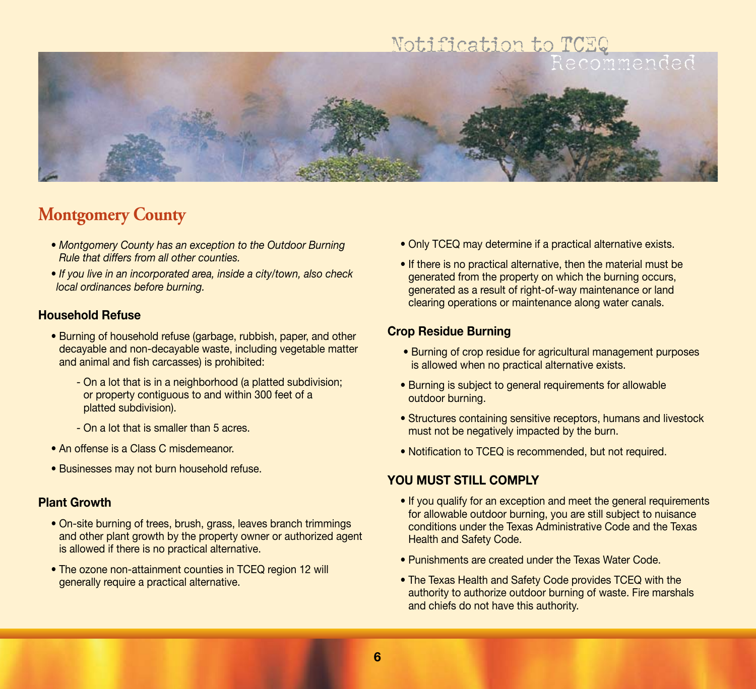Notification to TCEQ Recommended

## Montgomery County

- *Montgomery County has an exception to the Outdoor Burning Rule that differs from all other counties.*
- *If you live in an incorporated area, inside a city/town, also check local ordinances before burning.*

### Household Refuse

- Burning of household refuse (garbage, rubbish, paper, and other decayable and non-decayable waste, including vegetable matter and animal and fish carcasses) is prohibited:
  - On a lot that is in a neighborhood (a platted subdivision; or property contiguous to and within 300 feet of a platted subdivision).
  - On a lot that is smaller than 5 acres.
- An offense is a Class C misdemeanor.
- Businesses may not burn household refuse.

### Plant Growth

- On-site burning of trees, brush, grass, leaves branch trimmings and other plant growth by the property owner or authorized agent is allowed if there is no practical alternative.
- The ozone non-attainment counties in TCEQ region 12 will generally require a practical alternative.
- Only TCEQ may determine if a practical alternative exists.
- If there is no practical alternative, then the material must be generated from the property on which the burning occurs, generated as a result of right-of-way maintenance or land clearing operations or maintenance along water canals.

### Crop Residue Burning

- Burning of crop residue for agricultural management purposes is allowed when no practical alternative exists.
- Burning is subject to general requirements for allowable outdoor burning.
- Structures containing sensitive receptors, humans and livestock must not be negatively impacted by the burn.
- Notification to TCEQ is recommended, but not required.

### YOU MUST STILL COMPLY

- If you qualify for an exception and meet the general requirements for allowable outdoor burning, you are still subject to nuisance conditions under the Texas Administrative Code and the Texas Health and Safety Code.
- Punishments are created under the Texas Water Code.
- The Texas Health and Safety Code provides TCEQ with the authority to authorize outdoor burning of waste. Fire marshals and chiefs do not have this authority.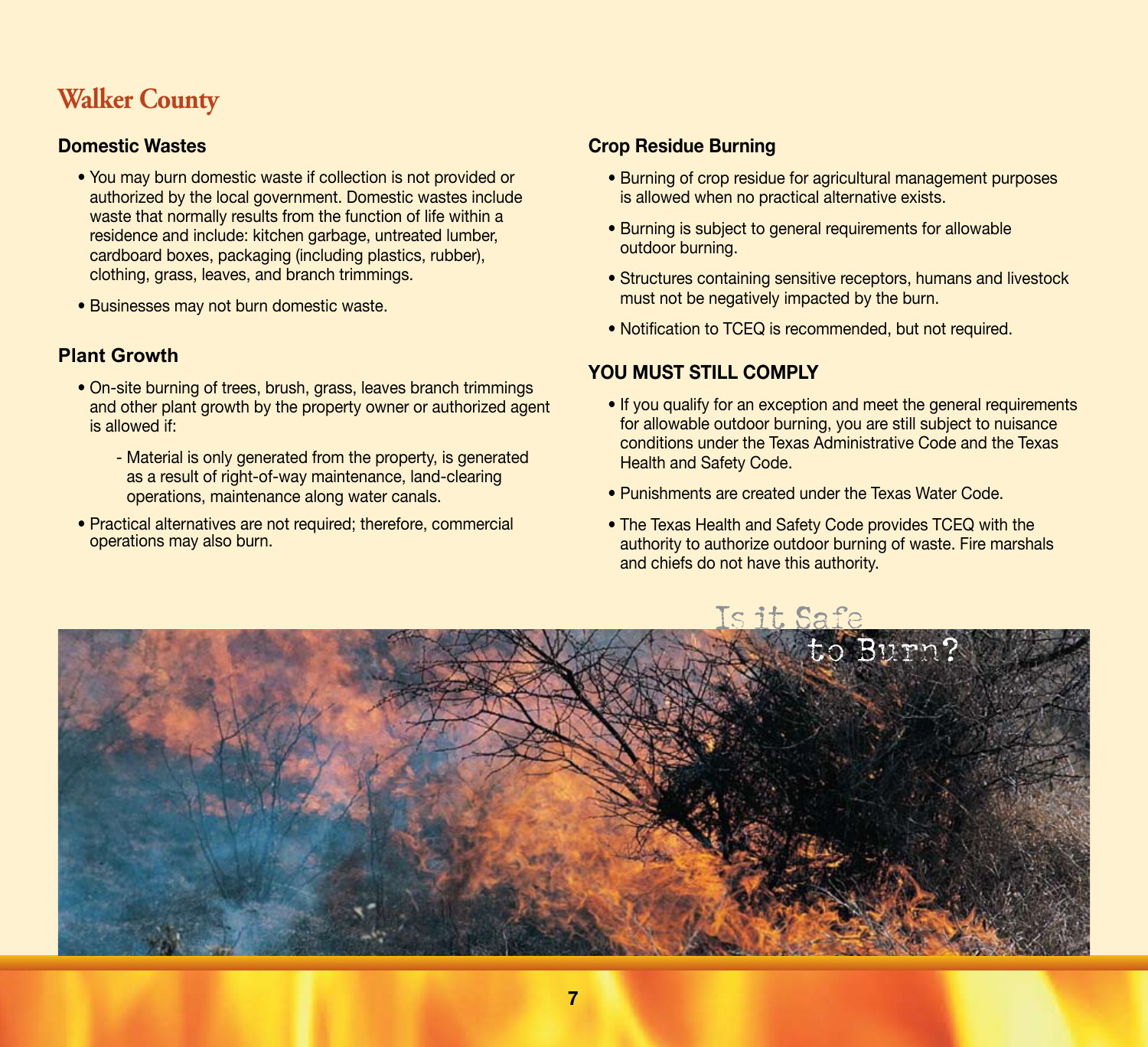## Walker County

### Domestic Wastes

- You may burn domestic waste if collection is not provided or authorized by the local government. Domestic wastes include waste that normally results from the function of life within a residence and include: kitchen garbage, untreated lumber, cardboard boxes, packaging (including plastics, rubber), clothing, grass, leaves, and branch trimmings.
- Businesses may not burn domestic waste.

### Plant Growth

- On-site burning of trees, brush, grass, leaves branch trimmings and other plant growth by the property owner or authorized agent is allowed if:
  - Material is only generated from the property, is generated as a result of right-of-way maintenance, land-clearing operations, maintenance along water canals.
- Practical alternatives are not required; therefore, commercial operations may also burn.

### Crop Residue Burning

- Burning of crop residue for agricultural management purposes is allowed when no practical alternative exists.
- Burning is subject to general requirements for allowable outdoor burning.
- Structures containing sensitive receptors, humans and livestock must not be negatively impacted by the burn.
- Notification to TCEQ is recommended, but not required.

### YOU MUST STILL COMPLY

- If you qualify for an exception and meet the general requirements for allowable outdoor burning, you are still subject to nuisance conditions under the Texas Administrative Code and the Texas Health and Safety Code.
- Punishments are created under the Texas Water Code.
- The Texas Health and Safety Code provides TCEQ with the authority to authorize outdoor burning of waste. Fire marshals and chiefs do not have this authority.

Is it Safe to Burn?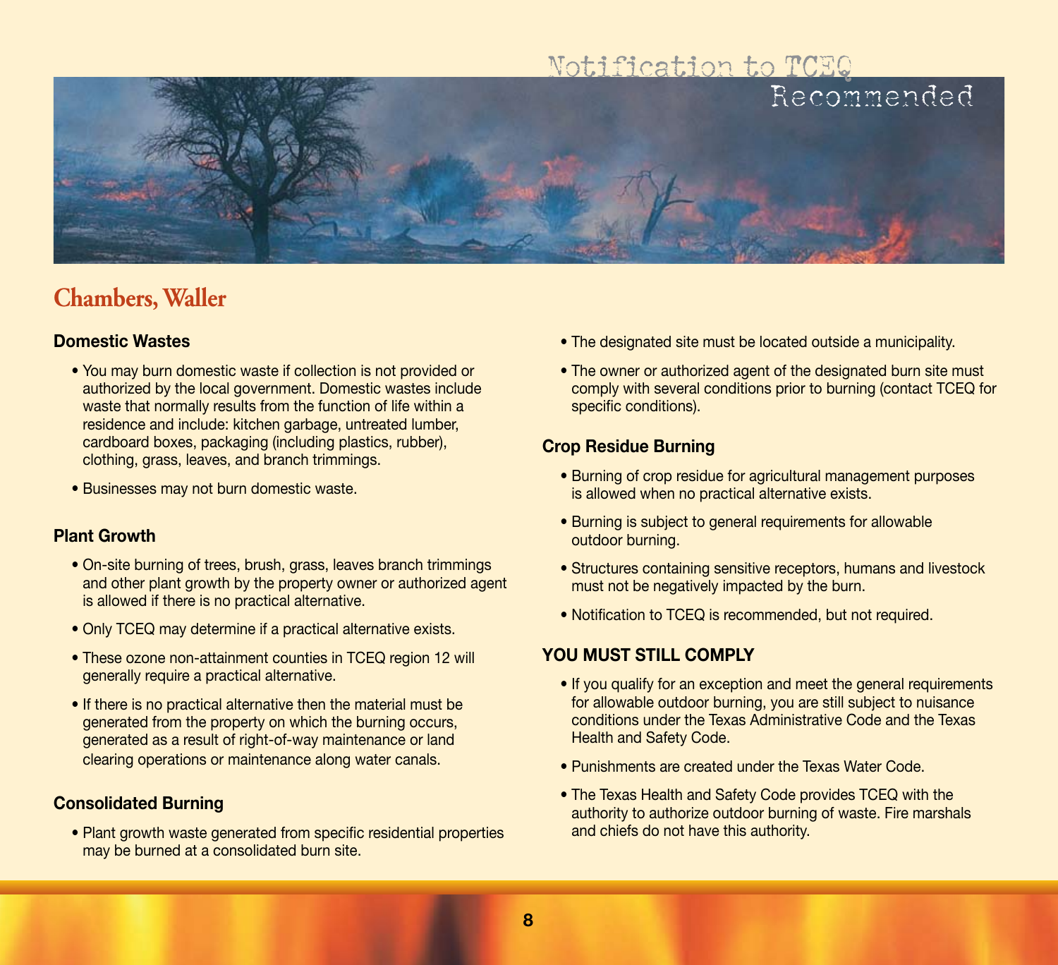Notification to TCEQ Recommended

## Chambers, Waller

### Domestic Wastes

- You may burn domestic waste if collection is not provided or authorized by the local government. Domestic wastes include waste that normally results from the function of life within a residence and include: kitchen garbage, untreated lumber, cardboard boxes, packaging (including plastics, rubber), clothing, grass, leaves, and branch trimmings.
- Businesses may not burn domestic waste.

### Plant Growth

- On-site burning of trees, brush, grass, leaves branch trimmings and other plant growth by the property owner or authorized agent is allowed if there is no practical alternative.
- Only TCEQ may determine if a practical alternative exists.
- These ozone non-attainment counties in TCEQ region 12 will generally require a practical alternative.
- If there is no practical alternative then the material must be generated from the property on which the burning occurs, generated as a result of right-of-way maintenance or land clearing operations or maintenance along water canals.

### Consolidated Burning

- Plant growth waste generated from specific residential properties may be burned at a consolidated burn site.
- The designated site must be located outside a municipality.
- The owner or authorized agent of the designated burn site must comply with several conditions prior to burning (contact TCEQ for specific conditions).

### Crop Residue Burning

- Burning of crop residue for agricultural management purposes is allowed when no practical alternative exists.
- Burning is subject to general requirements for allowable outdoor burning.
- Structures containing sensitive receptors, humans and livestock must not be negatively impacted by the burn.
- Notification to TCEQ is recommended, but not required.

### YOU MUST STILL COMPLY

- If you qualify for an exception and meet the general requirements for allowable outdoor burning, you are still subject to nuisance conditions under the Texas Administrative Code and the Texas Health and Safety Code.
- Punishments are created under the Texas Water Code.
- The Texas Health and Safety Code provides TCEQ with the authority to authorize outdoor burning of waste. Fire marshals and chiefs do not have this authority.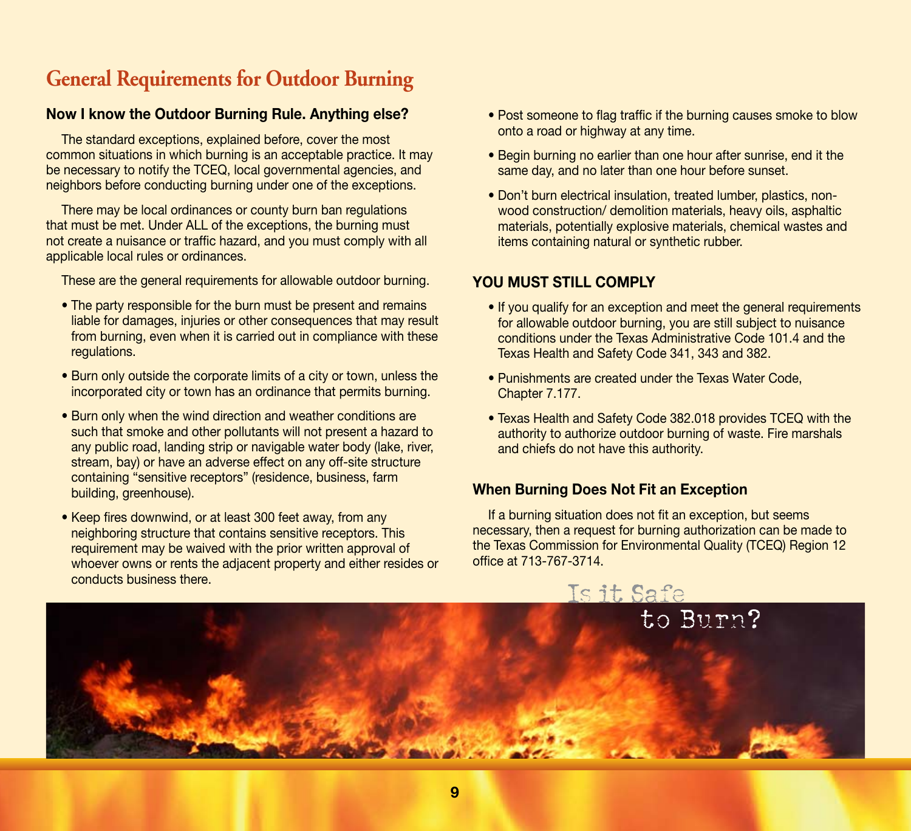# General Requirements for Outdoor Burning

### Now I know the Outdoor Burning Rule. Anything else?

The standard exceptions, explained before, cover the most common situations in which burning is an acceptable practice. It may be necessary to notify the TCEQ, local governmental agencies, and neighbors before conducting burning under one of the exceptions.

There may be local ordinances or county burn ban regulations that must be met. Under ALL of the exceptions, the burning must not create a nuisance or traffic hazard, and you must comply with all applicable local rules or ordinances.

These are the general requirements for allowable outdoor burning.

- The party responsible for the burn must be present and remains liable for damages, injuries or other consequences that may result from burning, even when it is carried out in compliance with these regulations.
- Burn only outside the corporate limits of a city or town, unless the incorporated city or town has an ordinance that permits burning.
- Burn only when the wind direction and weather conditions are such that smoke and other pollutants will not present a hazard to any public road, landing strip or navigable water body (lake, river, stream, bay) or have an adverse effect on any off-site structure containing "sensitive receptors" (residence, business, farm building, greenhouse).
- Keep fires downwind, or at least 300 feet away, from any neighboring structure that contains sensitive receptors. This requirement may be waived with the prior written approval of whoever owns or rents the adjacent property and either resides or conducts business there.
- Post someone to flag traffic if the burning causes smoke to blow onto a road or highway at any time.
- Begin burning no earlier than one hour after sunrise, end it the same day, and no later than one hour before sunset.
- Don't burn electrical insulation, treated lumber, plastics, non-wood construction/ demolition materials, heavy oils, asphaltic materials, potentially explosive materials, chemical wastes and items containing natural or synthetic rubber.

### YOU MUST STILL COMPLY

- If you qualify for an exception and meet the general requirements for allowable outdoor burning, you are still subject to nuisance conditions under the Texas Administrative Code 101.4 and the Texas Health and Safety Code 341, 343 and 382.
- Punishments are created under the Texas Water Code, Chapter 7.177.
- Texas Health and Safety Code 382.018 provides TCEQ with the authority to authorize outdoor burning of waste. Fire marshals and chiefs do not have this authority.

### When Burning Does Not Fit an Exception

If a burning situation does not fit an exception, but seems necessary, then a request for burning authorization can be made to the Texas Commission for Environmental Quality (TCEQ) Region 12 office at 713-767-3714.

Is it Safe to Burn?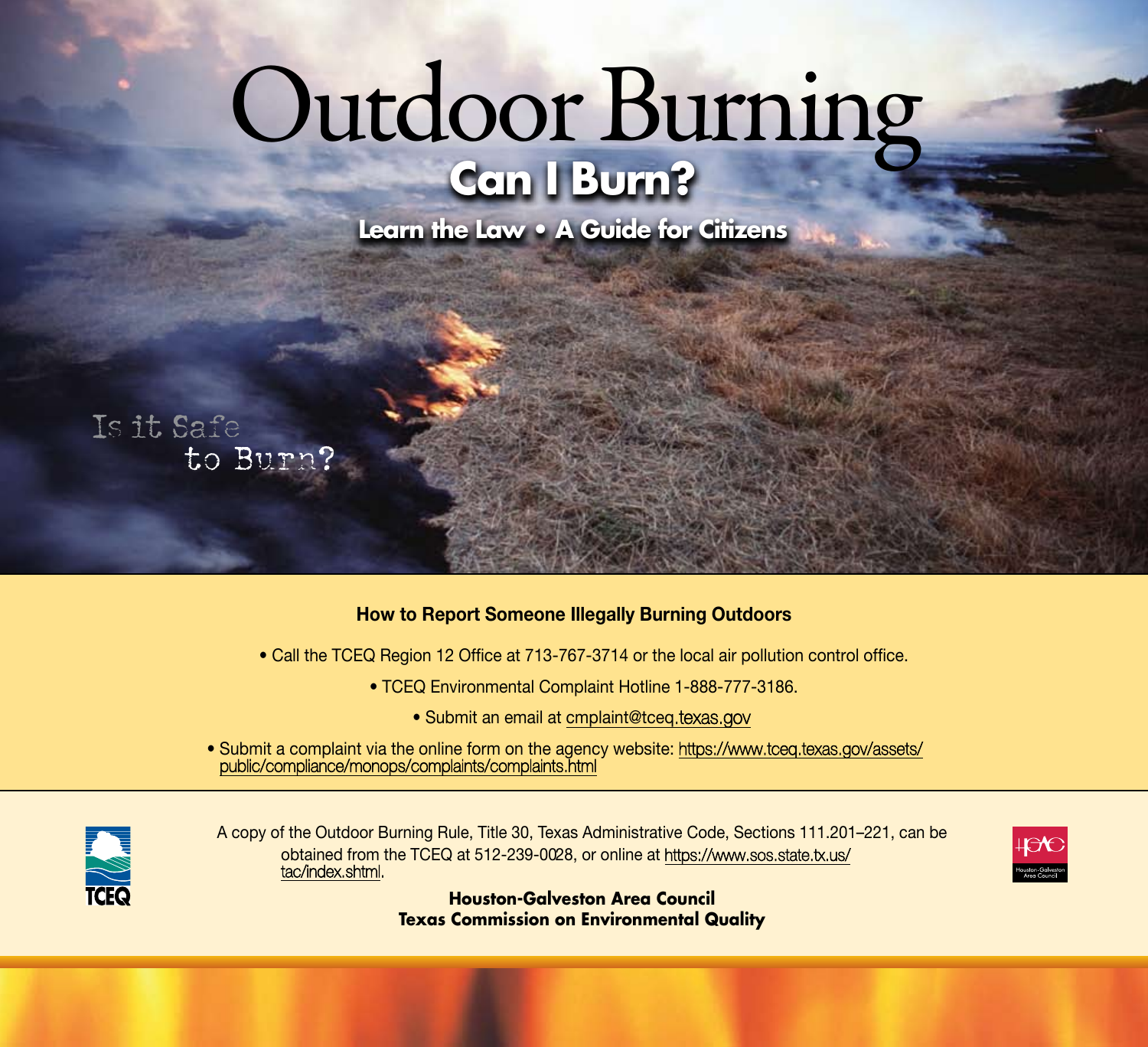# Outdoor Burning

## Can I Burn?

**Learn the Law • A Guide for Citizens**

Is it Safe to Burn?

### How to Report Someone Illegally Burning Outdoors

- Call the TCEQ Region 12 Office at 713-767-3714 or the local air pollution control office.
- TCEQ Environmental Complaint Hotline 1-888-777-3186.
- Submit an email at cmplaint@tceq.texas.gov
- Submit a complaint via the online form on the agency website: https://www.tceq.texas.gov/assets/public/compliance/monops/complaints/complaints.html

A copy of the Outdoor Burning Rule, Title 30, Texas Administrative Code, Sections 111.201–221, can be obtained from the TCEQ at 512-239-0028, or online at https://www.sos.state.tx.us/tac/index.shtml.

**Houston-Galveston Area Council**
**Texas Commission on Environmental Quality**